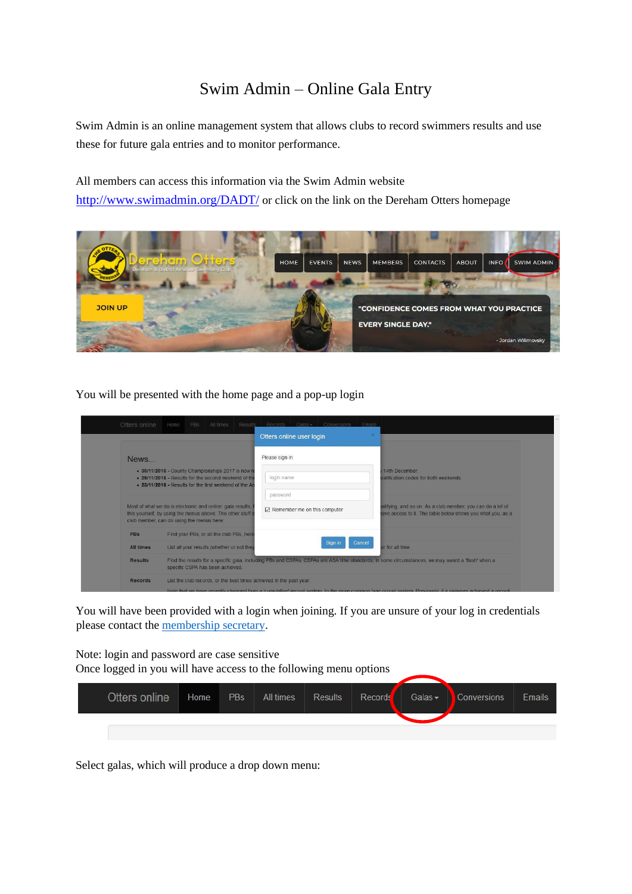# Swim Admin – Online Gala Entry

Swim Admin is an online management system that allows clubs to record swimmers results and use these for future gala entries and to monitor performance.

All members can access this information via the Swim Admin website [http://www.swimadmin.org/DADT/](http://www.swimadmin.org/DADT/) or click on the link on the Dereham Otters homepage

You will be presented with the home page and a pop-up login

You will have been provided with a login when joining. If you are unsure of your log in credentials please contact the membership secretary.

Note: login and password are case sensitive
Once logged in you will have access to the following menu options

Select galas, which will produce a drop down menu: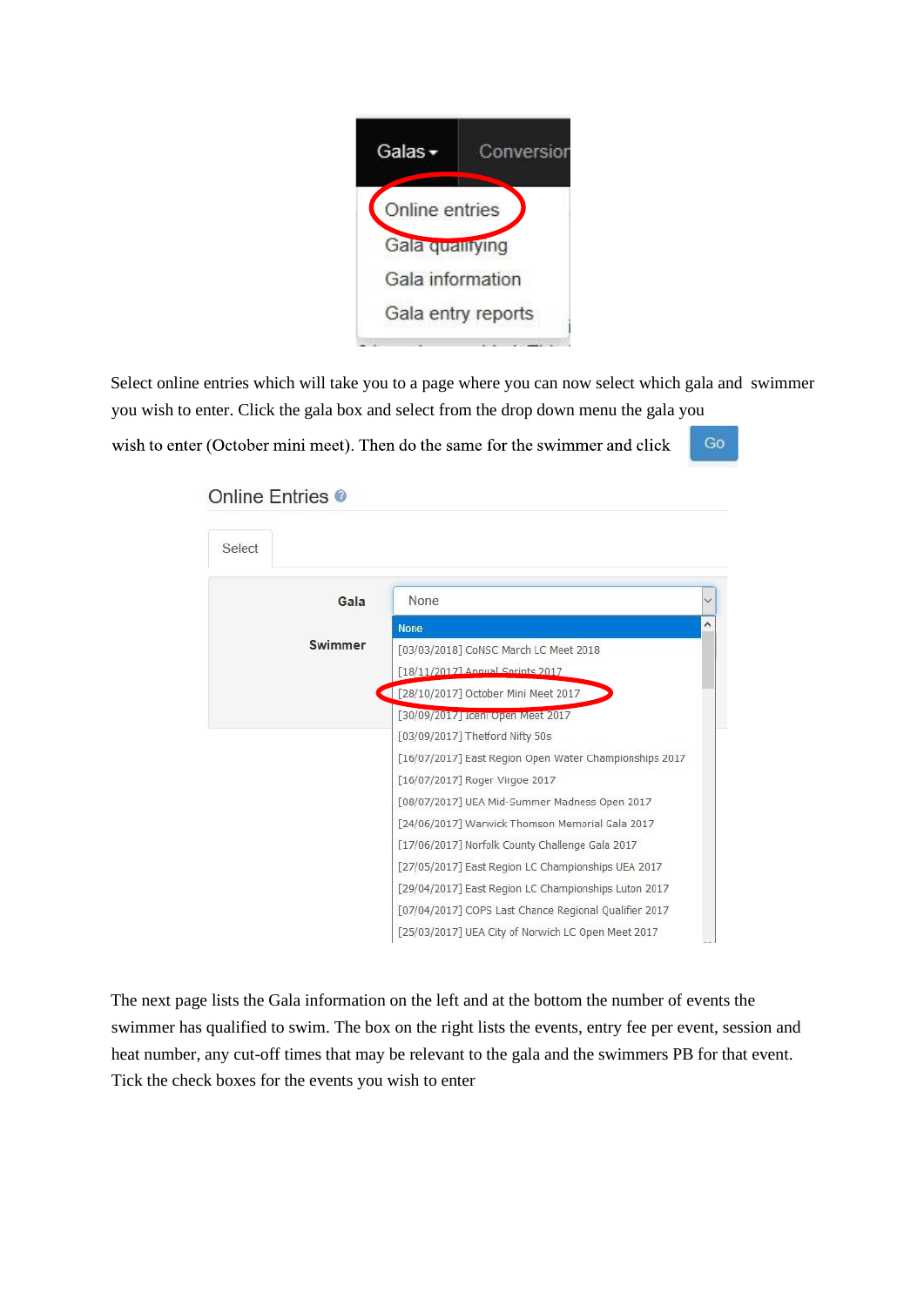Select online entries which will take you to a page where you can now select which gala and swimmer you wish to enter. Click the gala box and select from the drop down menu the gala you wish to enter (October mini meet). Then do the same for the swimmer and click Go

The next page lists the Gala information on the left and at the bottom the number of events the swimmer has qualified to swim. The box on the right lists the events, entry fee per event, session and heat number, any cut-off times that may be relevant to the gala and the swimmers PB for that event. Tick the check boxes for the events you wish to enter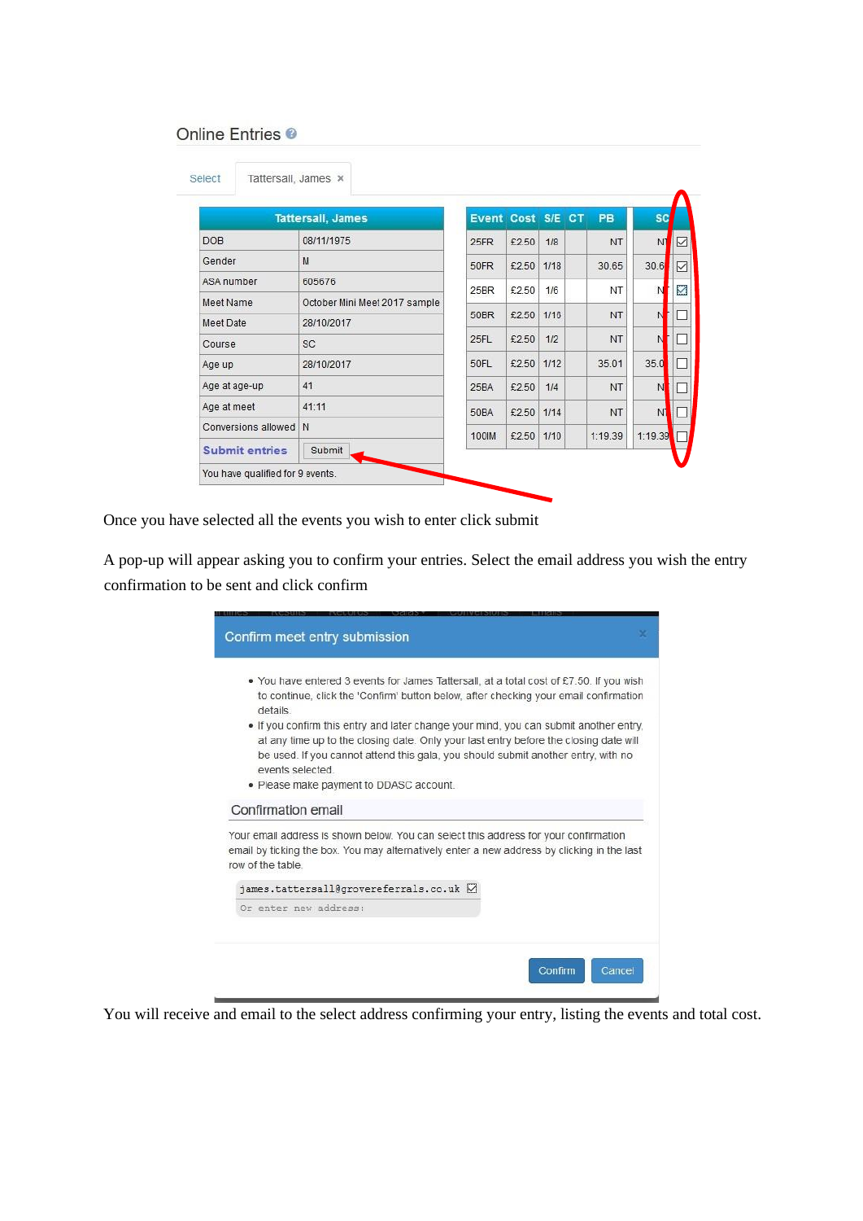## Online Entries

Select | Tattersall, James ×

| Tattersall, James | |
|---|---|
| DOB | 08/11/1975 |
| Gender | M |
| ASA number | 605676 |
| Meet Name | October Mini Meet 2017 sample |
| Meet Date | 28/10/2017 |
| Course | SC |
| Age up | 28/10/2017 |
| Age at age-up | 41 |
| Age at meet | 41:11 |
| Conversions allowed | N |
| **Submit entries** | Submit |
| You have qualified for 9 events. | |

| Event | Cost | S/E | CT | PB | SC | |
|---|---|---|---|---|---|---|
| 25FR | £2.50 | 1/8 | | NT | NT | ☑ |
| 50FR | £2.50 | 1/18 | | 30.65 | 30.65 | ☑ |
| 25BR | £2.50 | 1/6 | | NT | NT | ☑ |
| 50BR | £2.50 | 1/16 | | NT | NT | ☐ |
| 25FL | £2.50 | 1/2 | | NT | NT | ☐ |
| 50FL | £2.50 | 1/12 | | 35.01 | 35.01 | ☐ |
| 25BA | £2.50 | 1/4 | | NT | NT | ☐ |
| 50BA | £2.50 | 1/14 | | NT | NT | ☐ |
| 100IM | £2.50 | 1/10 | | 1:19.39 | 1:19.39 | ☐ |

Once you have selected all the events you wish to enter click submit

A pop-up will appear asking you to confirm your entries. Select the email address you wish the entry confirmation to be sent and click confirm

### Confirm meet entry submission

- You have entered 3 events for James Tattersall, at a total cost of £7.50. If you wish to continue, click the 'Confirm' button below, after checking your email confirmation details.
- If you confirm this entry and later change your mind, you can submit another entry, at any time up to the closing date. Only your last entry before the closing date will be used. If you cannot attend this gala, you should submit another entry, with no events selected.
- Please make payment to DDASC account.

#### Confirmation email

Your email address is shown below. You can select this address for your confirmation email by ticking the box. You may alternatively enter a new address by clicking in the last row of the table.

| james.tattersall@grovereferrals.co.uk | ☑ |
|---|---|
| Or enter new address: | |

Confirm | Cancel

You will receive and email to the select address confirming your entry, listing the events and total cost.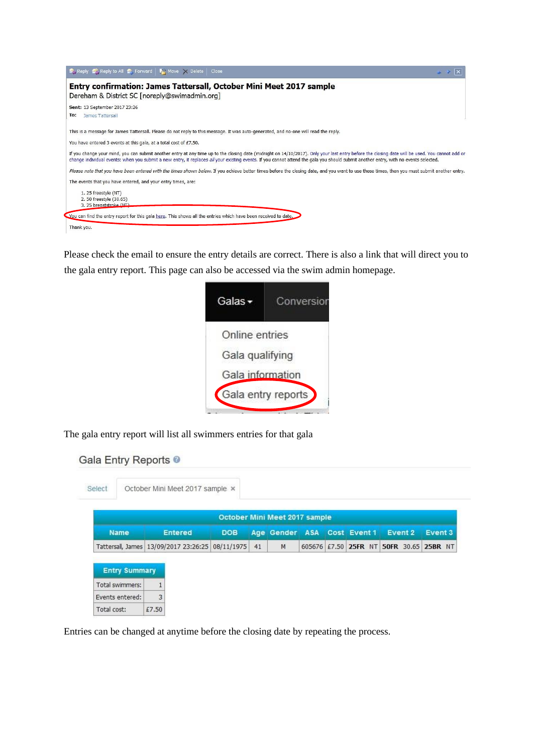**Entry confirmation: James Tattersall, October Mini Meet 2017 sample**
Dereham & District SC [noreply@swimadmin.org]

**Sent:** 13 September 2017 23:26
**To:** James Tattersall

This is a message for James Tattersall. Please do not reply to this message. It was auto-generated, and no-one will read the reply.

You have entered 3 events at this gala, at a total cost of £7.50.

If you change your mind, you can submit another entry at any time up to the closing date (midnight on 14/10/2017). Only your last entry before the closing date will be used. You cannot add or change individual events: when you submit a new entry, it replaces *all* your existing events. If you cannot attend the gala you should submit another entry, with no events selected.

*Please note that you have been entered with the times shown below.* If you achieve better times before the closing date, and you want to use those times, then you must submit another entry.

The events that you have entered, and your entry times, are:

1. 25 freestyle (NT)
2. 50 freestyle (30.65)
3. 25 breaststroke (NT)

You can find the entry report for this gala here. This shows all the entries which have been received to date.

Thank you.

Please check the email to ensure the entry details are correct. There is also a link that will direct you to the gala entry report. This page can also be accessed via the swim admin homepage.

Galas ▾ | Conversion

- Online entries
- Gala qualifying
- Gala information
- Gala entry reports

The gala entry report will list all swimmers entries for that gala

## Gala Entry Reports

Select | October Mini Meet 2017 sample ×

| October Mini Meet 2017 sample | | | | | | | | | |
|---|---|---|---|---|---|---|---|---|---|
| Name | Entered | DOB | Age | Gender | ASA | Cost | Event 1 | Event 2 | Event 3 |
| Tattersall, James | 13/09/2017 23:26:25 | 08/11/1975 | 41 | M | 605676 | £7.50 | **25FR** NT | **50FR** 30.65 | **25BR** NT |

| Entry Summary | |
|---|---|
| Total swimmers: | 1 |
| Events entered: | 3 |
| Total cost: | £7.50 |

Entries can be changed at anytime before the closing date by repeating the process.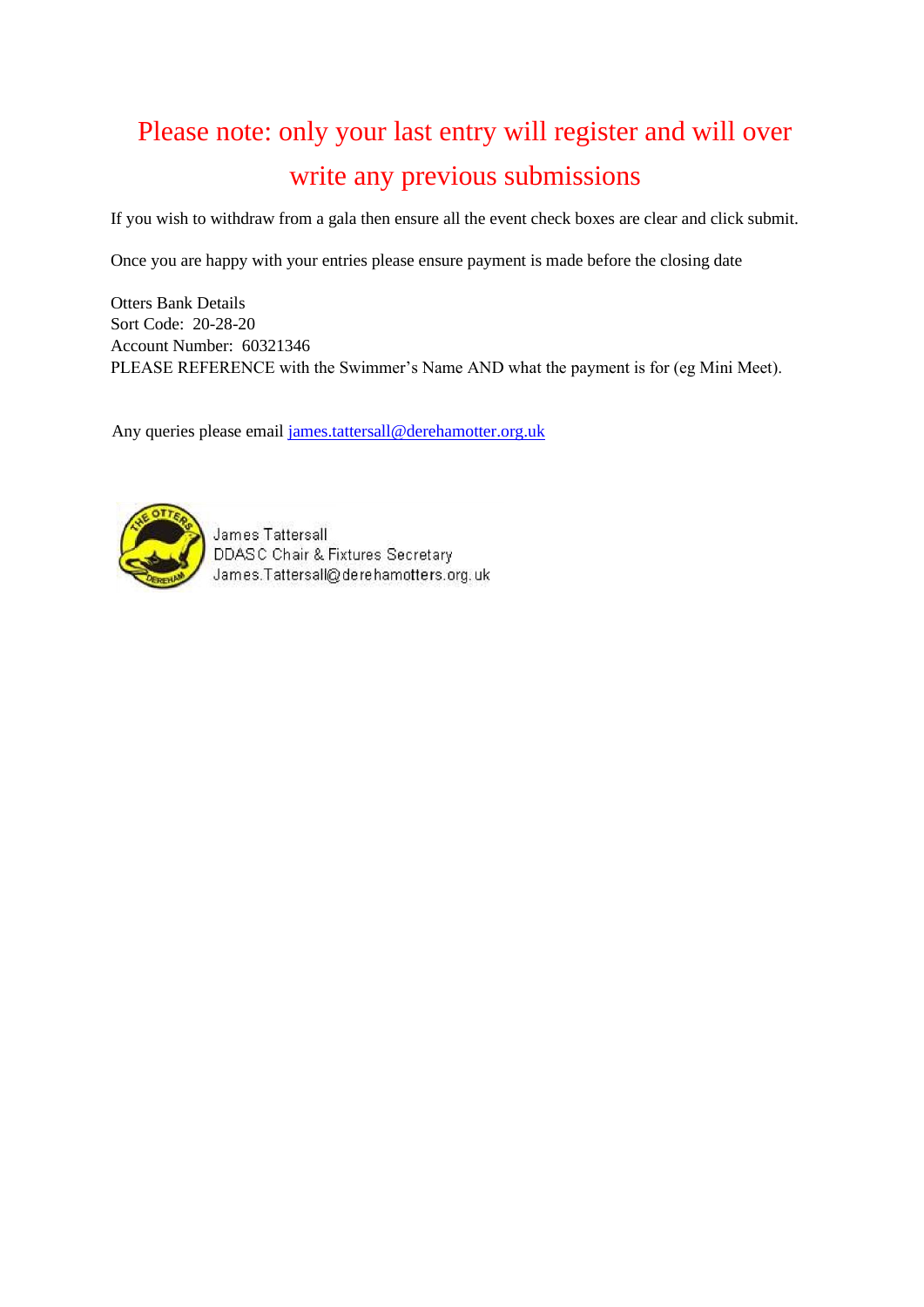# Please note: only your last entry will register and will over write any previous submissions

If you wish to withdraw from a gala then ensure all the event check boxes are clear and click submit.

Once you are happy with your entries please ensure payment is made before the closing date

Otters Bank Details
Sort Code: 20-28-20
Account Number: 60321346
PLEASE REFERENCE with the Swimmer's Name AND what the payment is for (eg Mini Meet).

Any queries please email james.tattersall@derehamotter.org.uk

James Tattersall
DDASC Chair & Fixtures Secretary
James.Tattersall@derehamotters.org.uk